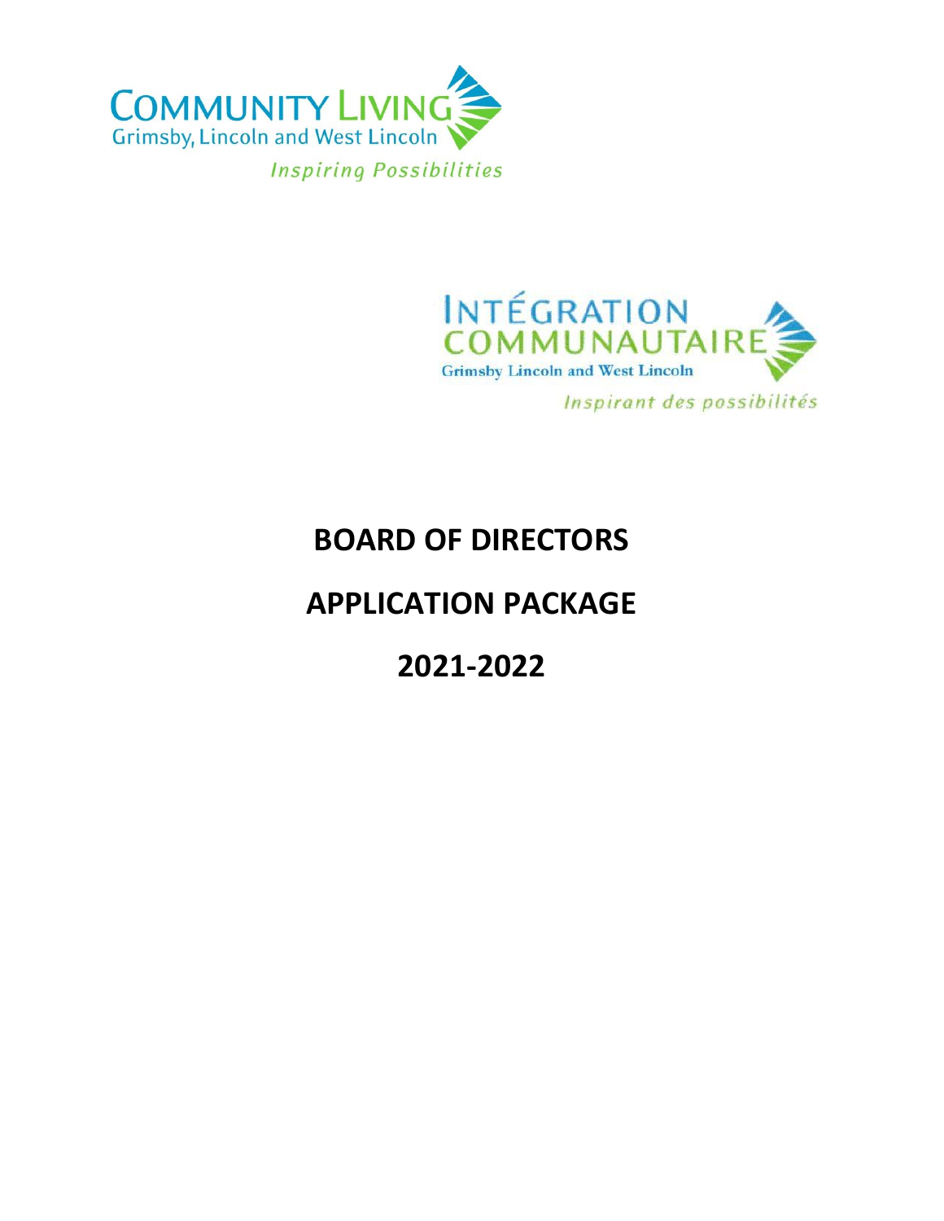COMMUNITY LIVING
Grimsby, Lincoln and West Lincoln
*Inspiring Possibilities*

INTÉGRATION COMMUNAUTAIRE
Grimsby Lincoln and West Lincoln
*Inspirant des possibilités*

# BOARD OF DIRECTORS

# APPLICATION PACKAGE

# 2021-2022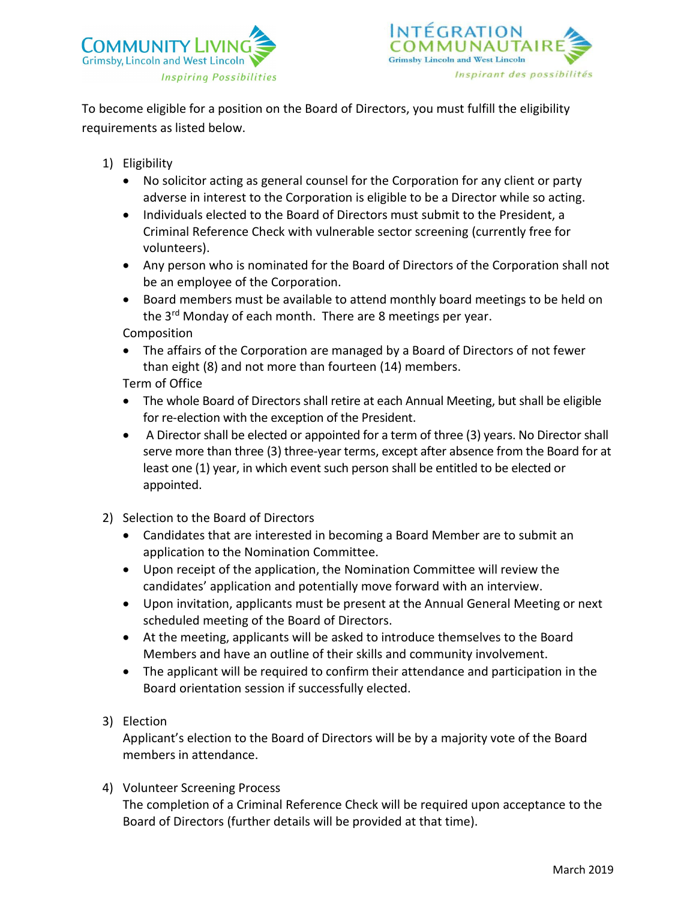To become eligible for a position on the Board of Directors, you must fulfill the eligibility requirements as listed below.

1) Eligibility
   - No solicitor acting as general counsel for the Corporation for any client or party adverse in interest to the Corporation is eligible to be a Director while so acting.
   - Individuals elected to the Board of Directors must submit to the President, a Criminal Reference Check with vulnerable sector screening (currently free for volunteers).
   - Any person who is nominated for the Board of Directors of the Corporation shall not be an employee of the Corporation.
   - Board members must be available to attend monthly board meetings to be held on the 3rd Monday of each month. There are 8 meetings per year.

   Composition
   - The affairs of the Corporation are managed by a Board of Directors of not fewer than eight (8) and not more than fourteen (14) members.

   Term of Office
   - The whole Board of Directors shall retire at each Annual Meeting, but shall be eligible for re-election with the exception of the President.
   - A Director shall be elected or appointed for a term of three (3) years. No Director shall serve more than three (3) three-year terms, except after absence from the Board for at least one (1) year, in which event such person shall be entitled to be elected or appointed.

2) Selection to the Board of Directors
   - Candidates that are interested in becoming a Board Member are to submit an application to the Nomination Committee.
   - Upon receipt of the application, the Nomination Committee will review the candidates' application and potentially move forward with an interview.
   - Upon invitation, applicants must be present at the Annual General Meeting or next scheduled meeting of the Board of Directors.
   - At the meeting, applicants will be asked to introduce themselves to the Board Members and have an outline of their skills and community involvement.
   - The applicant will be required to confirm their attendance and participation in the Board orientation session if successfully elected.

3) Election

   Applicant's election to the Board of Directors will be by a majority vote of the Board members in attendance.

4) Volunteer Screening Process

   The completion of a Criminal Reference Check will be required upon acceptance to the Board of Directors (further details will be provided at that time).

March 2019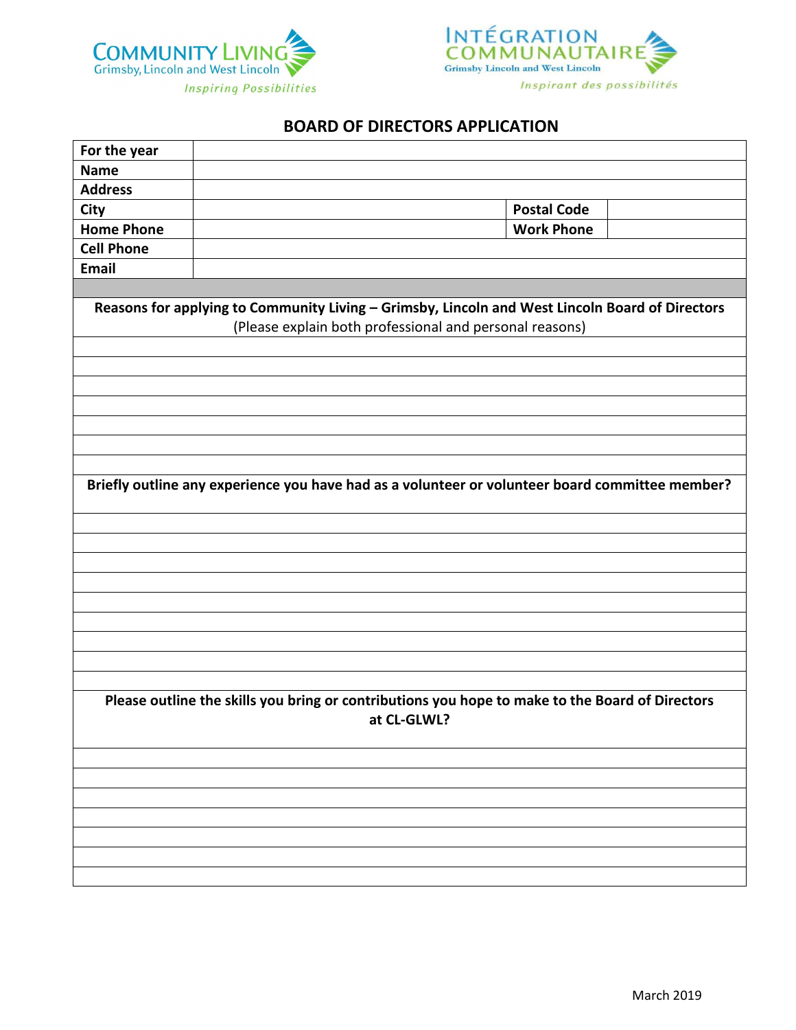Community Living Grimsby, Lincoln and West Lincoln
*Inspiring Possibilities*

Intégration Communautaire Grimsby Lincoln and West Lincoln
*Inspirant des possibilités*

## BOARD OF DIRECTORS APPLICATION

| | | | |
|---|---|---|---|
| **For the year** | | | |
| **Name** | | | |
| **Address** | | | |
| **City** | | **Postal Code** | |
| **Home Phone** | | **Work Phone** | |
| **Cell Phone** | | | |
| **Email** | | | |

**Reasons for applying to Community Living – Grimsby, Lincoln and West Lincoln Board of Directors**
(Please explain both professional and personal reasons)

&nbsp;

**Briefly outline any experience you have had as a volunteer or volunteer board committee member?**

&nbsp;

**Please outline the skills you bring or contributions you hope to make to the Board of Directors at CL-GLWL?**

&nbsp;

March 2019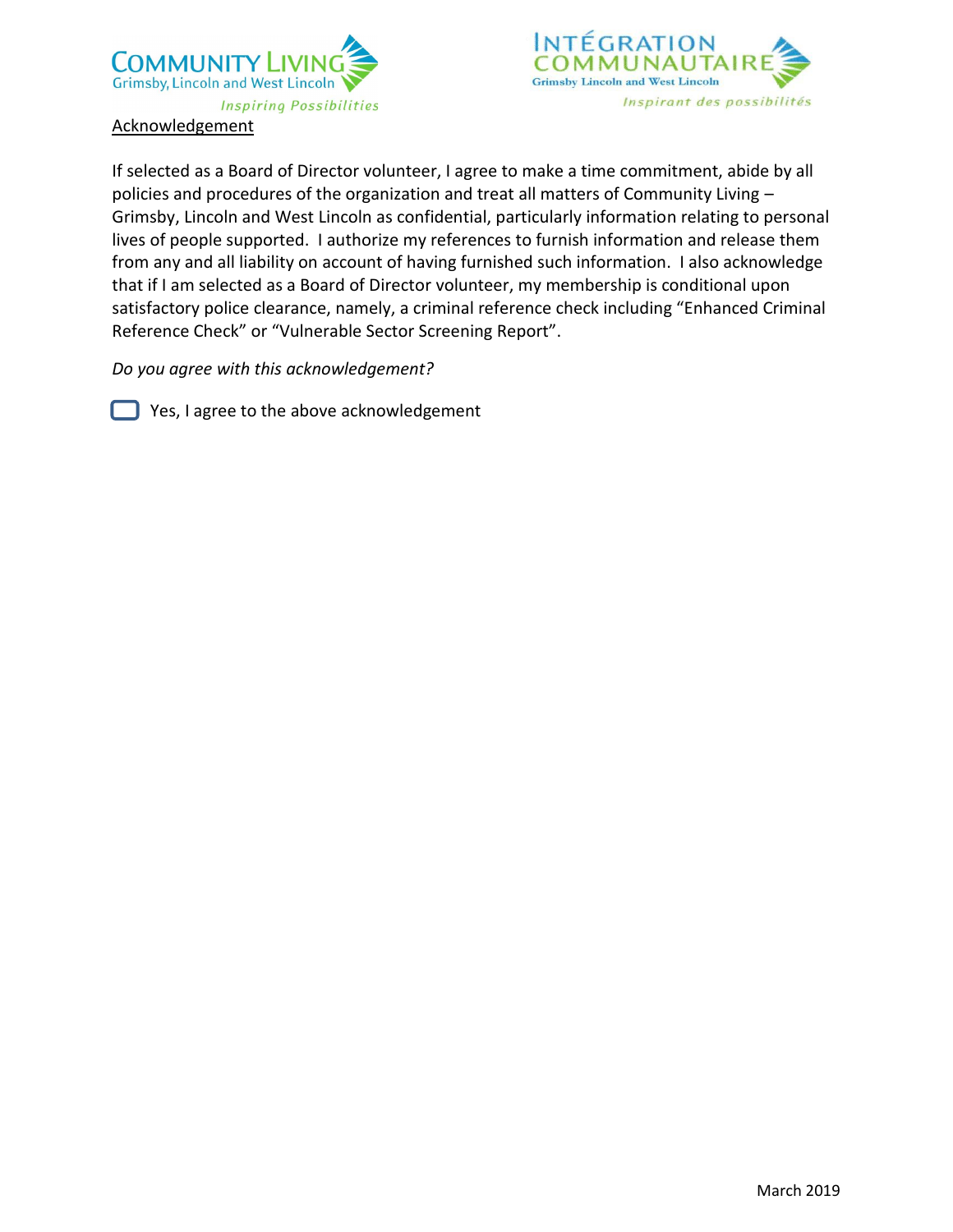Acknowledgement

If selected as a Board of Director volunteer, I agree to make a time commitment, abide by all policies and procedures of the organization and treat all matters of Community Living – Grimsby, Lincoln and West Lincoln as confidential, particularly information relating to personal lives of people supported. I authorize my references to furnish information and release them from any and all liability on account of having furnished such information. I also acknowledge that if I am selected as a Board of Director volunteer, my membership is conditional upon satisfactory police clearance, namely, a criminal reference check including "Enhanced Criminal Reference Check" or "Vulnerable Sector Screening Report".

*Do you agree with this acknowledgement?*

☐ Yes, I agree to the above acknowledgement

March 2019